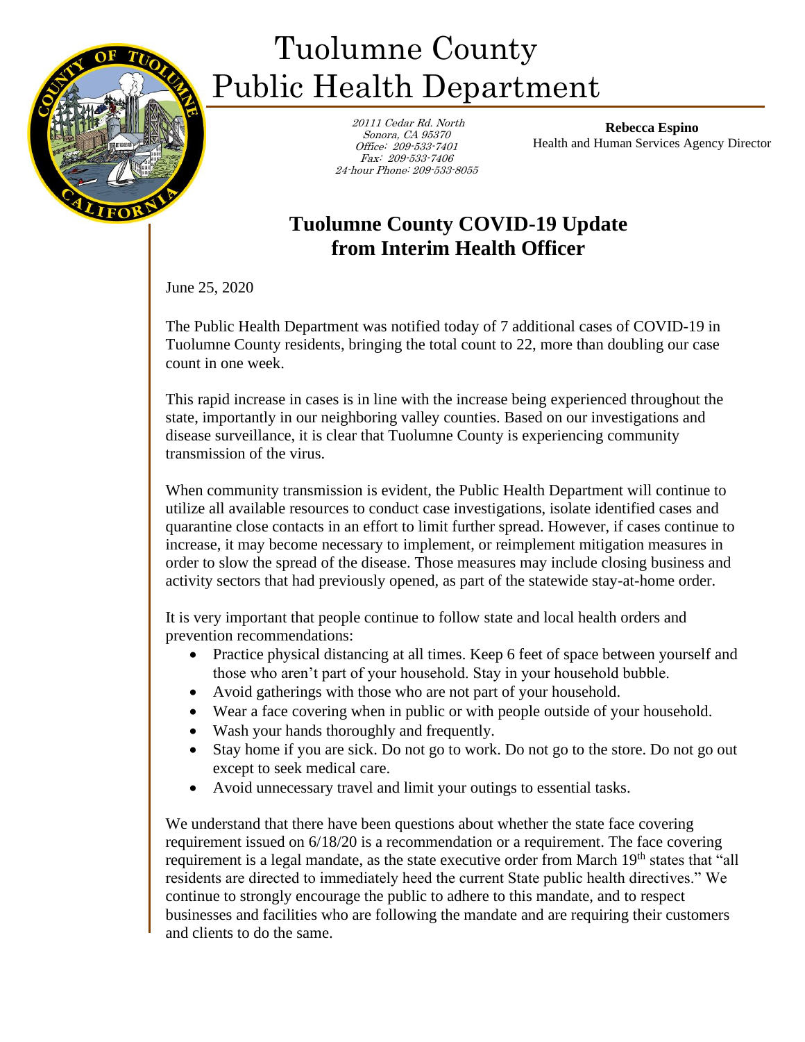# Tuolumne County Public Health Department

*20111 Cedar Rd. North*
*Sonora, CA 95370*
*Office: 209-533-7401*
*Fax: 209-533-7406*
*24-hour Phone: 209-533-8055*

**Rebecca Espino**
Health and Human Services Agency Director

## Tuolumne County COVID-19 Update from Interim Health Officer

June 25, 2020

The Public Health Department was notified today of 7 additional cases of COVID-19 in Tuolumne County residents, bringing the total count to 22, more than doubling our case count in one week.

This rapid increase in cases is in line with the increase being experienced throughout the state, importantly in our neighboring valley counties. Based on our investigations and disease surveillance, it is clear that Tuolumne County is experiencing community transmission of the virus.

When community transmission is evident, the Public Health Department will continue to utilize all available resources to conduct case investigations, isolate identified cases and quarantine close contacts in an effort to limit further spread. However, if cases continue to increase, it may become necessary to implement, or reimplement mitigation measures in order to slow the spread of the disease. Those measures may include closing business and activity sectors that had previously opened, as part of the statewide stay-at-home order.

It is very important that people continue to follow state and local health orders and prevention recommendations:

- Practice physical distancing at all times. Keep 6 feet of space between yourself and those who aren't part of your household. Stay in your household bubble.
- Avoid gatherings with those who are not part of your household.
- Wear a face covering when in public or with people outside of your household.
- Wash your hands thoroughly and frequently.
- Stay home if you are sick. Do not go to work. Do not go to the store. Do not go out except to seek medical care.
- Avoid unnecessary travel and limit your outings to essential tasks.

We understand that there have been questions about whether the state face covering requirement issued on 6/18/20 is a recommendation or a requirement. The face covering requirement is a legal mandate, as the state executive order from March 19th states that "all residents are directed to immediately heed the current State public health directives." We continue to strongly encourage the public to adhere to this mandate, and to respect businesses and facilities who are following the mandate and are requiring their customers and clients to do the same.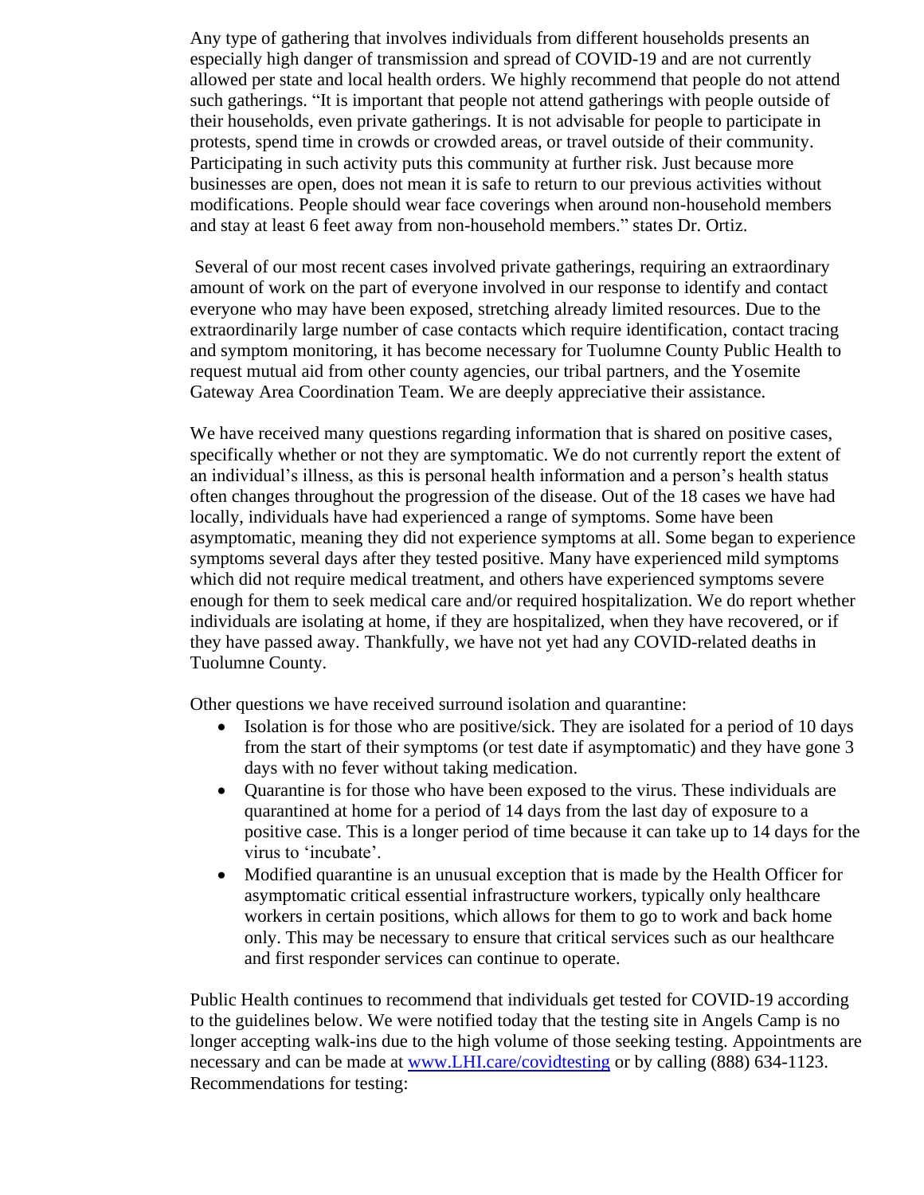Any type of gathering that involves individuals from different households presents an especially high danger of transmission and spread of COVID-19 and are not currently allowed per state and local health orders. We highly recommend that people do not attend such gatherings. "It is important that people not attend gatherings with people outside of their households, even private gatherings. It is not advisable for people to participate in protests, spend time in crowds or crowded areas, or travel outside of their community. Participating in such activity puts this community at further risk. Just because more businesses are open, does not mean it is safe to return to our previous activities without modifications. People should wear face coverings when around non-household members and stay at least 6 feet away from non-household members." states Dr. Ortiz.

Several of our most recent cases involved private gatherings, requiring an extraordinary amount of work on the part of everyone involved in our response to identify and contact everyone who may have been exposed, stretching already limited resources. Due to the extraordinarily large number of case contacts which require identification, contact tracing and symptom monitoring, it has become necessary for Tuolumne County Public Health to request mutual aid from other county agencies, our tribal partners, and the Yosemite Gateway Area Coordination Team. We are deeply appreciative their assistance.

We have received many questions regarding information that is shared on positive cases, specifically whether or not they are symptomatic. We do not currently report the extent of an individual's illness, as this is personal health information and a person's health status often changes throughout the progression of the disease. Out of the 18 cases we have had locally, individuals have had experienced a range of symptoms. Some have been asymptomatic, meaning they did not experience symptoms at all. Some began to experience symptoms several days after they tested positive. Many have experienced mild symptoms which did not require medical treatment, and others have experienced symptoms severe enough for them to seek medical care and/or required hospitalization. We do report whether individuals are isolating at home, if they are hospitalized, when they have recovered, or if they have passed away. Thankfully, we have not yet had any COVID-related deaths in Tuolumne County.

Other questions we have received surround isolation and quarantine:

- Isolation is for those who are positive/sick. They are isolated for a period of 10 days from the start of their symptoms (or test date if asymptomatic) and they have gone 3 days with no fever without taking medication.
- Quarantine is for those who have been exposed to the virus. These individuals are quarantined at home for a period of 14 days from the last day of exposure to a positive case. This is a longer period of time because it can take up to 14 days for the virus to 'incubate'.
- Modified quarantine is an unusual exception that is made by the Health Officer for asymptomatic critical essential infrastructure workers, typically only healthcare workers in certain positions, which allows for them to go to work and back home only. This may be necessary to ensure that critical services such as our healthcare and first responder services can continue to operate.

Public Health continues to recommend that individuals get tested for COVID-19 according to the guidelines below. We were notified today that the testing site in Angels Camp is no longer accepting walk-ins due to the high volume of those seeking testing. Appointments are necessary and can be made at [www.LHI.care/covidtesting](http://www.LHI.care/covidtesting) or by calling (888) 634-1123. Recommendations for testing: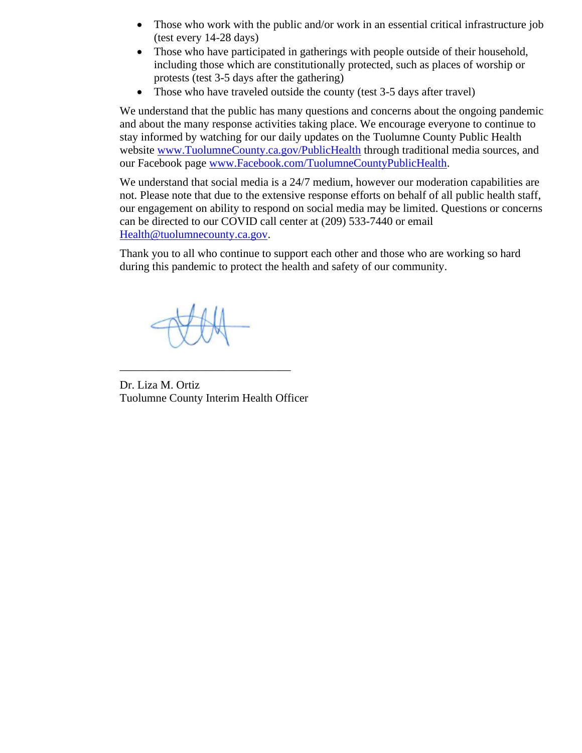- Those who work with the public and/or work in an essential critical infrastructure job (test every 14-28 days)
- Those who have participated in gatherings with people outside of their household, including those which are constitutionally protected, such as places of worship or protests (test 3-5 days after the gathering)
- Those who have traveled outside the county (test 3-5 days after travel)

We understand that the public has many questions and concerns about the ongoing pandemic and about the many response activities taking place. We encourage everyone to continue to stay informed by watching for our daily updates on the Tuolumne County Public Health website www.TuolumneCounty.ca.gov/PublicHealth through traditional media sources, and our Facebook page www.Facebook.com/TuolumneCountyPublicHealth.

We understand that social media is a 24/7 medium, however our moderation capabilities are not. Please note that due to the extensive response efforts on behalf of all public health staff, our engagement on ability to respond on social media may be limited. Questions or concerns can be directed to our COVID call center at (209) 533-7440 or email Health@tuolumnecounty.ca.gov.

Thank you to all who continue to support each other and those who are working so hard during this pandemic to protect the health and safety of our community.

______________________________

Dr. Liza M. Ortiz
Tuolumne County Interim Health Officer